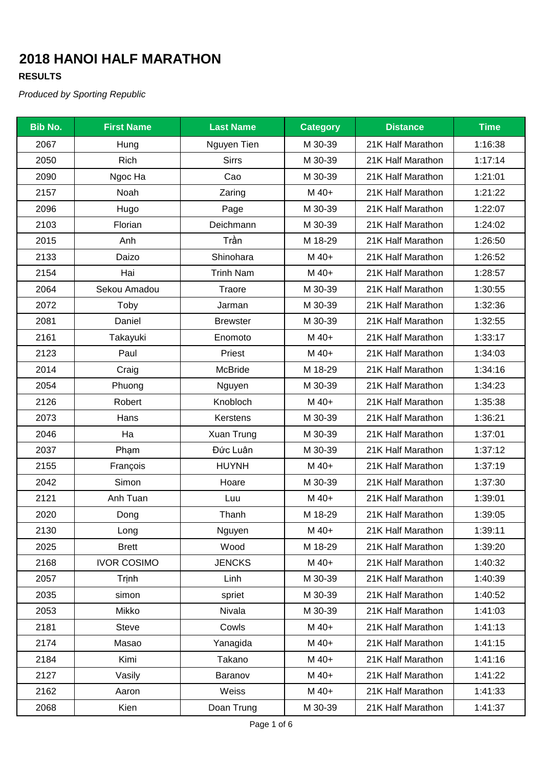# 2018 HANOI HALF MARATHON

**RESULTS**

*Produced by Sporting Republic*

| Bib No. | First Name | Last Name | Category | Distance | Time |
|---|---|---|---|---|---|
| 2067 | Hung | Nguyen Tien | M 30-39 | 21K Half Marathon | 1:16:38 |
| 2050 | Rich | Sirrs | M 30-39 | 21K Half Marathon | 1:17:14 |
| 2090 | Ngoc Ha | Cao | M 30-39 | 21K Half Marathon | 1:21:01 |
| 2157 | Noah | Zaring | M 40+ | 21K Half Marathon | 1:21:22 |
| 2096 | Hugo | Page | M 30-39 | 21K Half Marathon | 1:22:07 |
| 2103 | Florian | Deichmann | M 30-39 | 21K Half Marathon | 1:24:02 |
| 2015 | Anh | Trần | M 18-29 | 21K Half Marathon | 1:26:50 |
| 2133 | Daizo | Shinohara | M 40+ | 21K Half Marathon | 1:26:52 |
| 2154 | Hai | Trinh Nam | M 40+ | 21K Half Marathon | 1:28:57 |
| 2064 | Sekou Amadou | Traore | M 30-39 | 21K Half Marathon | 1:30:55 |
| 2072 | Toby | Jarman | M 30-39 | 21K Half Marathon | 1:32:36 |
| 2081 | Daniel | Brewster | M 30-39 | 21K Half Marathon | 1:32:55 |
| 2161 | Takayuki | Enomoto | M 40+ | 21K Half Marathon | 1:33:17 |
| 2123 | Paul | Priest | M 40+ | 21K Half Marathon | 1:34:03 |
| 2014 | Craig | McBride | M 18-29 | 21K Half Marathon | 1:34:16 |
| 2054 | Phuong | Nguyen | M 30-39 | 21K Half Marathon | 1:34:23 |
| 2126 | Robert | Knobloch | M 40+ | 21K Half Marathon | 1:35:38 |
| 2073 | Hans | Kerstens | M 30-39 | 21K Half Marathon | 1:36:21 |
| 2046 | Ha | Xuan Trung | M 30-39 | 21K Half Marathon | 1:37:01 |
| 2037 | Phạm | Đức Luân | M 30-39 | 21K Half Marathon | 1:37:12 |
| 2155 | François | HUYNH | M 40+ | 21K Half Marathon | 1:37:19 |
| 2042 | Simon | Hoare | M 30-39 | 21K Half Marathon | 1:37:30 |
| 2121 | Anh Tuan | Luu | M 40+ | 21K Half Marathon | 1:39:01 |
| 2020 | Dong | Thanh | M 18-29 | 21K Half Marathon | 1:39:05 |
| 2130 | Long | Nguyen | M 40+ | 21K Half Marathon | 1:39:11 |
| 2025 | Brett | Wood | M 18-29 | 21K Half Marathon | 1:39:20 |
| 2168 | IVOR COSIMO | JENCKS | M 40+ | 21K Half Marathon | 1:40:32 |
| 2057 | Trịnh | Linh | M 30-39 | 21K Half Marathon | 1:40:39 |
| 2035 | simon | spriet | M 30-39 | 21K Half Marathon | 1:40:52 |
| 2053 | Mikko | Nivala | M 30-39 | 21K Half Marathon | 1:41:03 |
| 2181 | Steve | Cowls | M 40+ | 21K Half Marathon | 1:41:13 |
| 2174 | Masao | Yanagida | M 40+ | 21K Half Marathon | 1:41:15 |
| 2184 | Kimi | Takano | M 40+ | 21K Half Marathon | 1:41:16 |
| 2127 | Vasily | Baranov | M 40+ | 21K Half Marathon | 1:41:22 |
| 2162 | Aaron | Weiss | M 40+ | 21K Half Marathon | 1:41:33 |
| 2068 | Kien | Doan Trung | M 30-39 | 21K Half Marathon | 1:41:37 |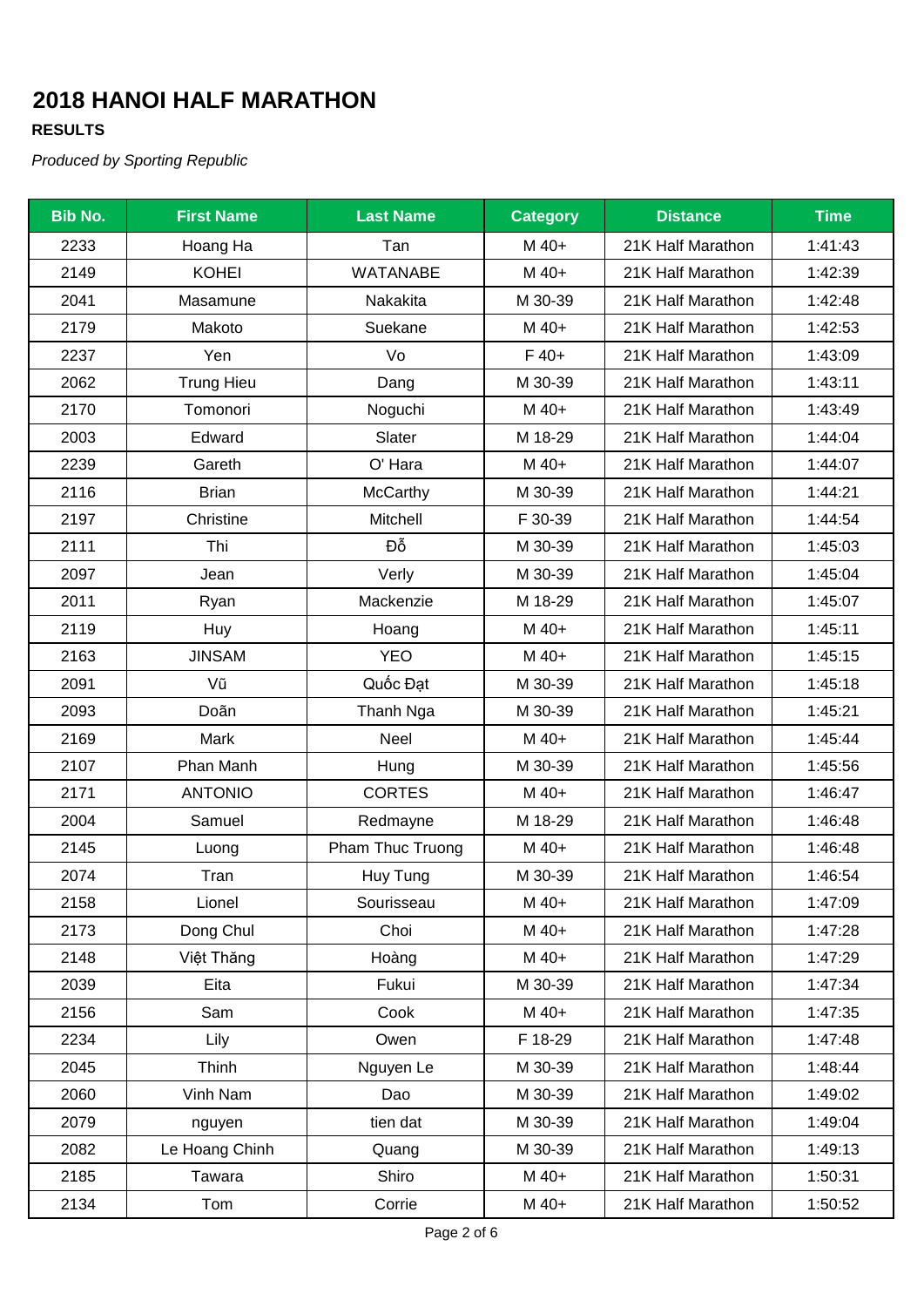# 2018 HANOI HALF MARATHON

**RESULTS**

*Produced by Sporting Republic*

| Bib No. | First Name | Last Name | Category | Distance | Time |
|---|---|---|---|---|---|
| 2233 | Hoang Ha | Tan | M 40+ | 21K Half Marathon | 1:41:43 |
| 2149 | KOHEI | WATANABE | M 40+ | 21K Half Marathon | 1:42:39 |
| 2041 | Masamune | Nakakita | M 30-39 | 21K Half Marathon | 1:42:48 |
| 2179 | Makoto | Suekane | M 40+ | 21K Half Marathon | 1:42:53 |
| 2237 | Yen | Vo | F 40+ | 21K Half Marathon | 1:43:09 |
| 2062 | Trung Hieu | Dang | M 30-39 | 21K Half Marathon | 1:43:11 |
| 2170 | Tomonori | Noguchi | M 40+ | 21K Half Marathon | 1:43:49 |
| 2003 | Edward | Slater | M 18-29 | 21K Half Marathon | 1:44:04 |
| 2239 | Gareth | O' Hara | M 40+ | 21K Half Marathon | 1:44:07 |
| 2116 | Brian | McCarthy | M 30-39 | 21K Half Marathon | 1:44:21 |
| 2197 | Christine | Mitchell | F 30-39 | 21K Half Marathon | 1:44:54 |
| 2111 | Thi | Đỗ | M 30-39 | 21K Half Marathon | 1:45:03 |
| 2097 | Jean | Verly | M 30-39 | 21K Half Marathon | 1:45:04 |
| 2011 | Ryan | Mackenzie | M 18-29 | 21K Half Marathon | 1:45:07 |
| 2119 | Huy | Hoang | M 40+ | 21K Half Marathon | 1:45:11 |
| 2163 | JINSAM | YEO | M 40+ | 21K Half Marathon | 1:45:15 |
| 2091 | Vũ | Quốc Đạt | M 30-39 | 21K Half Marathon | 1:45:18 |
| 2093 | Doãn | Thanh Nga | M 30-39 | 21K Half Marathon | 1:45:21 |
| 2169 | Mark | Neel | M 40+ | 21K Half Marathon | 1:45:44 |
| 2107 | Phan Manh | Hung | M 30-39 | 21K Half Marathon | 1:45:56 |
| 2171 | ANTONIO | CORTES | M 40+ | 21K Half Marathon | 1:46:47 |
| 2004 | Samuel | Redmayne | M 18-29 | 21K Half Marathon | 1:46:48 |
| 2145 | Luong | Pham Thuc Truong | M 40+ | 21K Half Marathon | 1:46:48 |
| 2074 | Tran | Huy Tung | M 30-39 | 21K Half Marathon | 1:46:54 |
| 2158 | Lionel | Sourisseau | M 40+ | 21K Half Marathon | 1:47:09 |
| 2173 | Dong Chul | Choi | M 40+ | 21K Half Marathon | 1:47:28 |
| 2148 | Việt Thăng | Hoàng | M 40+ | 21K Half Marathon | 1:47:29 |
| 2039 | Eita | Fukui | M 30-39 | 21K Half Marathon | 1:47:34 |
| 2156 | Sam | Cook | M 40+ | 21K Half Marathon | 1:47:35 |
| 2234 | Lily | Owen | F 18-29 | 21K Half Marathon | 1:47:48 |
| 2045 | Thinh | Nguyen Le | M 30-39 | 21K Half Marathon | 1:48:44 |
| 2060 | Vinh Nam | Dao | M 30-39 | 21K Half Marathon | 1:49:02 |
| 2079 | nguyen | tien dat | M 30-39 | 21K Half Marathon | 1:49:04 |
| 2082 | Le Hoang Chinh | Quang | M 30-39 | 21K Half Marathon | 1:49:13 |
| 2185 | Tawara | Shiro | M 40+ | 21K Half Marathon | 1:50:31 |
| 2134 | Tom | Corrie | M 40+ | 21K Half Marathon | 1:50:52 |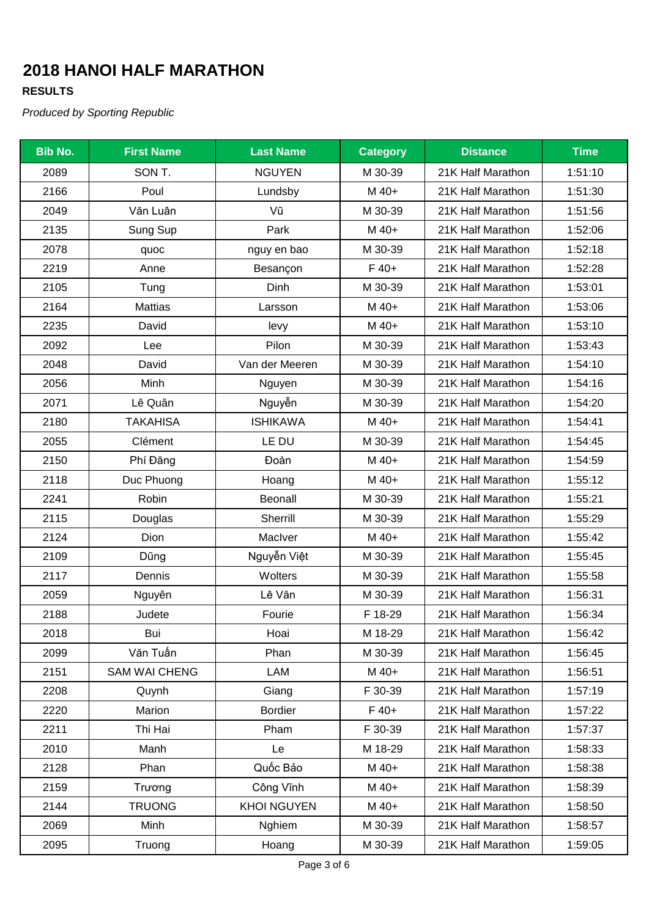# 2018 HANOI HALF MARATHON

**RESULTS**

*Produced by Sporting Republic*

| Bib No. | First Name | Last Name | Category | Distance | Time |
|---|---|---|---|---|---|
| 2089 | SON T. | NGUYEN | M 30-39 | 21K Half Marathon | 1:51:10 |
| 2166 | Poul | Lundsby | M 40+ | 21K Half Marathon | 1:51:30 |
| 2049 | Văn Luân | Vũ | M 30-39 | 21K Half Marathon | 1:51:56 |
| 2135 | Sung Sup | Park | M 40+ | 21K Half Marathon | 1:52:06 |
| 2078 | quoc | nguy en bao | M 30-39 | 21K Half Marathon | 1:52:18 |
| 2219 | Anne | Besançon | F 40+ | 21K Half Marathon | 1:52:28 |
| 2105 | Tung | Dinh | M 30-39 | 21K Half Marathon | 1:53:01 |
| 2164 | Mattias | Larsson | M 40+ | 21K Half Marathon | 1:53:06 |
| 2235 | David | levy | M 40+ | 21K Half Marathon | 1:53:10 |
| 2092 | Lee | Pilon | M 30-39 | 21K Half Marathon | 1:53:43 |
| 2048 | David | Van der Meeren | M 30-39 | 21K Half Marathon | 1:54:10 |
| 2056 | Minh | Nguyen | M 30-39 | 21K Half Marathon | 1:54:16 |
| 2071 | Lê Quân | Nguyễn | M 30-39 | 21K Half Marathon | 1:54:20 |
| 2180 | TAKAHISA | ISHIKAWA | M 40+ | 21K Half Marathon | 1:54:41 |
| 2055 | Clément | LE DU | M 30-39 | 21K Half Marathon | 1:54:45 |
| 2150 | Phí Đăng | Đoàn | M 40+ | 21K Half Marathon | 1:54:59 |
| 2118 | Duc Phuong | Hoang | M 40+ | 21K Half Marathon | 1:55:12 |
| 2241 | Robin | Beonall | M 30-39 | 21K Half Marathon | 1:55:21 |
| 2115 | Douglas | Sherrill | M 30-39 | 21K Half Marathon | 1:55:29 |
| 2124 | Dion | MacIver | M 40+ | 21K Half Marathon | 1:55:42 |
| 2109 | Dũng | Nguyễn Việt | M 30-39 | 21K Half Marathon | 1:55:45 |
| 2117 | Dennis | Wolters | M 30-39 | 21K Half Marathon | 1:55:58 |
| 2059 | Nguyên | Lê Văn | M 30-39 | 21K Half Marathon | 1:56:31 |
| 2188 | Judete | Fourie | F 18-29 | 21K Half Marathon | 1:56:34 |
| 2018 | Bui | Hoai | M 18-29 | 21K Half Marathon | 1:56:42 |
| 2099 | Văn Tuấn | Phan | M 30-39 | 21K Half Marathon | 1:56:45 |
| 2151 | SAM WAI CHENG | LAM | M 40+ | 21K Half Marathon | 1:56:51 |
| 2208 | Quynh | Giang | F 30-39 | 21K Half Marathon | 1:57:19 |
| 2220 | Marion | Bordier | F 40+ | 21K Half Marathon | 1:57:22 |
| 2211 | Thi Hai | Pham | F 30-39 | 21K Half Marathon | 1:57:37 |
| 2010 | Manh | Le | M 18-29 | 21K Half Marathon | 1:58:33 |
| 2128 | Phan | Quốc Bảo | M 40+ | 21K Half Marathon | 1:58:38 |
| 2159 | Trương | Công Vĩnh | M 40+ | 21K Half Marathon | 1:58:39 |
| 2144 | TRUONG | KHOI NGUYEN | M 40+ | 21K Half Marathon | 1:58:50 |
| 2069 | Minh | Nghiem | M 30-39 | 21K Half Marathon | 1:58:57 |
| 2095 | Truong | Hoang | M 30-39 | 21K Half Marathon | 1:59:05 |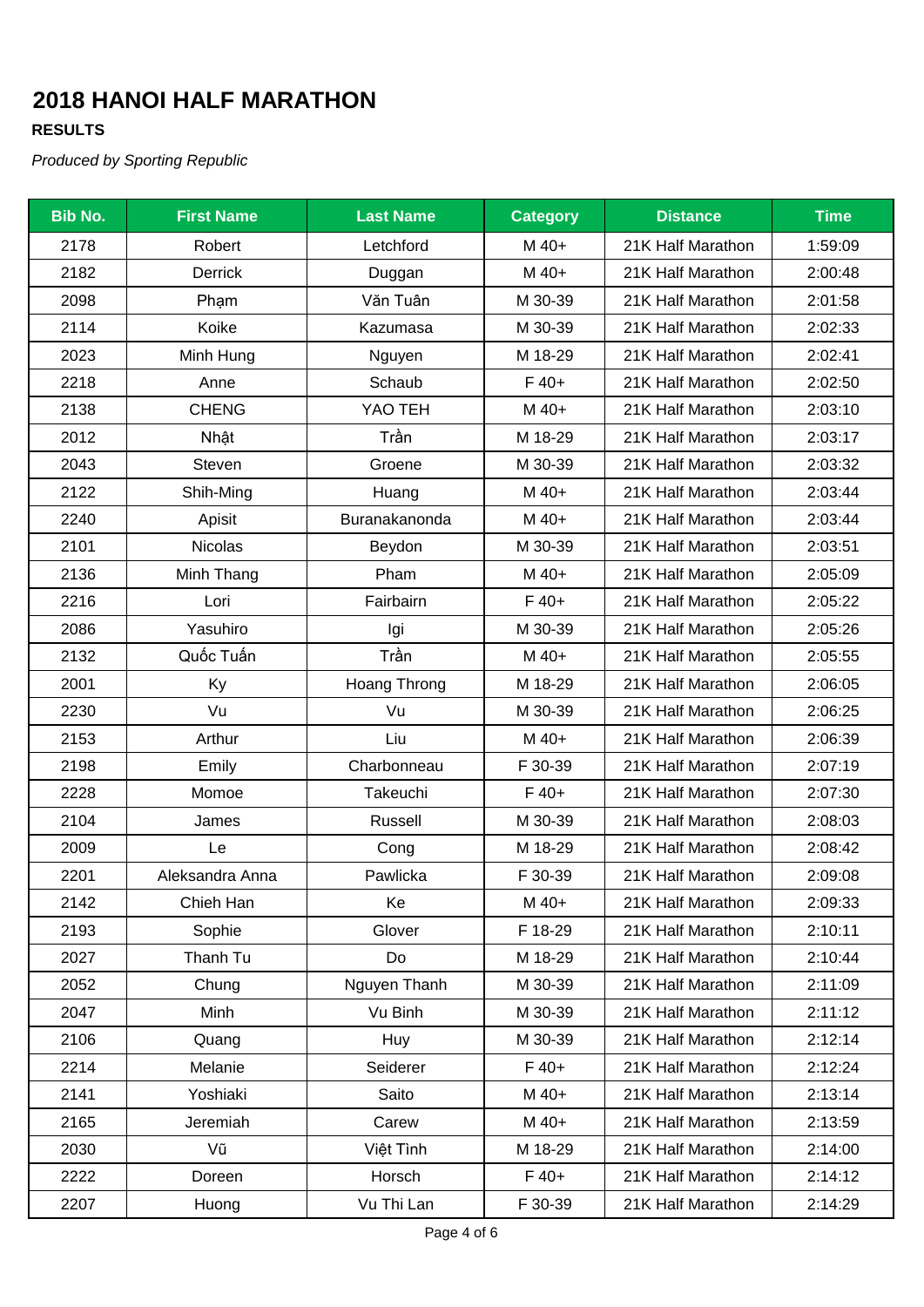# 2018 HANOI HALF MARATHON

**RESULTS**

*Produced by Sporting Republic*

| Bib No. | First Name | Last Name | Category | Distance | Time |
|---|---|---|---|---|---|
| 2178 | Robert | Letchford | M 40+ | 21K Half Marathon | 1:59:09 |
| 2182 | Derrick | Duggan | M 40+ | 21K Half Marathon | 2:00:48 |
| 2098 | Phạm | Văn Tuân | M 30-39 | 21K Half Marathon | 2:01:58 |
| 2114 | Koike | Kazumasa | M 30-39 | 21K Half Marathon | 2:02:33 |
| 2023 | Minh Hung | Nguyen | M 18-29 | 21K Half Marathon | 2:02:41 |
| 2218 | Anne | Schaub | F 40+ | 21K Half Marathon | 2:02:50 |
| 2138 | CHENG | YAO TEH | M 40+ | 21K Half Marathon | 2:03:10 |
| 2012 | Nhật | Trần | M 18-29 | 21K Half Marathon | 2:03:17 |
| 2043 | Steven | Groene | M 30-39 | 21K Half Marathon | 2:03:32 |
| 2122 | Shih-Ming | Huang | M 40+ | 21K Half Marathon | 2:03:44 |
| 2240 | Apisit | Buranakanonda | M 40+ | 21K Half Marathon | 2:03:44 |
| 2101 | Nicolas | Beydon | M 30-39 | 21K Half Marathon | 2:03:51 |
| 2136 | Minh Thang | Pham | M 40+ | 21K Half Marathon | 2:05:09 |
| 2216 | Lori | Fairbairn | F 40+ | 21K Half Marathon | 2:05:22 |
| 2086 | Yasuhiro | Igi | M 30-39 | 21K Half Marathon | 2:05:26 |
| 2132 | Quốc Tuấn | Trần | M 40+ | 21K Half Marathon | 2:05:55 |
| 2001 | Ky | Hoang Throng | M 18-29 | 21K Half Marathon | 2:06:05 |
| 2230 | Vu | Vu | M 30-39 | 21K Half Marathon | 2:06:25 |
| 2153 | Arthur | Liu | M 40+ | 21K Half Marathon | 2:06:39 |
| 2198 | Emily | Charbonneau | F 30-39 | 21K Half Marathon | 2:07:19 |
| 2228 | Momoe | Takeuchi | F 40+ | 21K Half Marathon | 2:07:30 |
| 2104 | James | Russell | M 30-39 | 21K Half Marathon | 2:08:03 |
| 2009 | Le | Cong | M 18-29 | 21K Half Marathon | 2:08:42 |
| 2201 | Aleksandra Anna | Pawlicka | F 30-39 | 21K Half Marathon | 2:09:08 |
| 2142 | Chieh Han | Ke | M 40+ | 21K Half Marathon | 2:09:33 |
| 2193 | Sophie | Glover | F 18-29 | 21K Half Marathon | 2:10:11 |
| 2027 | Thanh Tu | Do | M 18-29 | 21K Half Marathon | 2:10:44 |
| 2052 | Chung | Nguyen Thanh | M 30-39 | 21K Half Marathon | 2:11:09 |
| 2047 | Minh | Vu Binh | M 30-39 | 21K Half Marathon | 2:11:12 |
| 2106 | Quang | Huy | M 30-39 | 21K Half Marathon | 2:12:14 |
| 2214 | Melanie | Seiderer | F 40+ | 21K Half Marathon | 2:12:24 |
| 2141 | Yoshiaki | Saito | M 40+ | 21K Half Marathon | 2:13:14 |
| 2165 | Jeremiah | Carew | M 40+ | 21K Half Marathon | 2:13:59 |
| 2030 | Vũ | Việt Tình | M 18-29 | 21K Half Marathon | 2:14:00 |
| 2222 | Doreen | Horsch | F 40+ | 21K Half Marathon | 2:14:12 |
| 2207 | Huong | Vu Thi Lan | F 30-39 | 21K Half Marathon | 2:14:29 |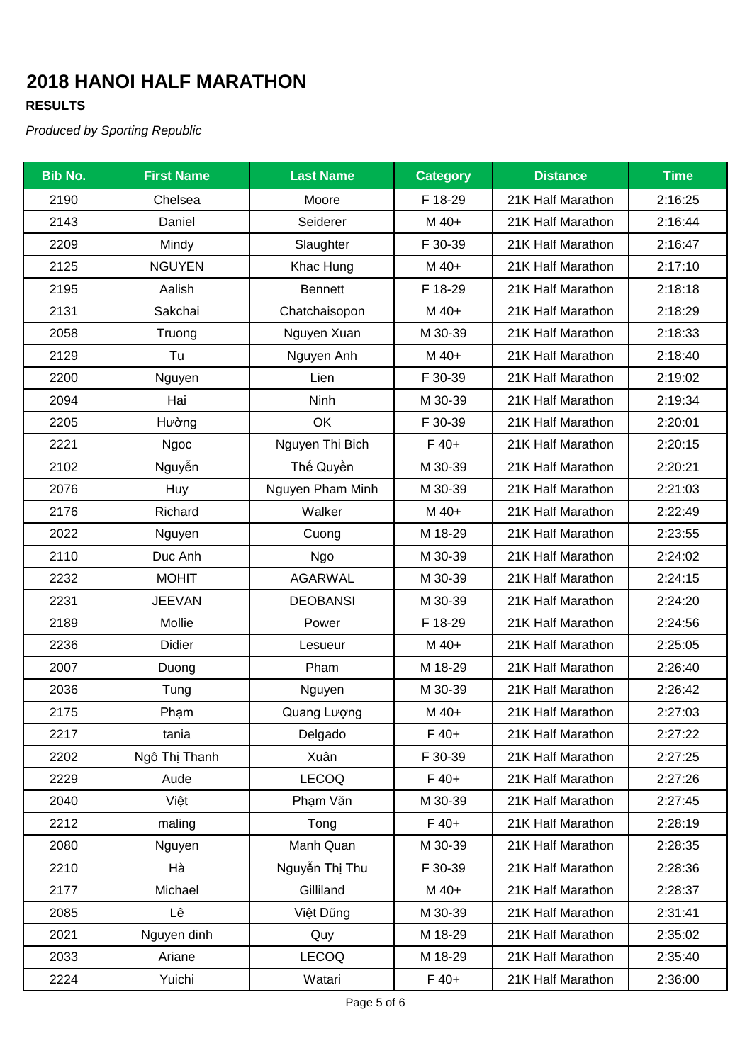# 2018 HANOI HALF MARATHON

**RESULTS**

*Produced by Sporting Republic*

| Bib No. | First Name | Last Name | Category | Distance | Time |
|---|---|---|---|---|---|
| 2190 | Chelsea | Moore | F 18-29 | 21K Half Marathon | 2:16:25 |
| 2143 | Daniel | Seiderer | M 40+ | 21K Half Marathon | 2:16:44 |
| 2209 | Mindy | Slaughter | F 30-39 | 21K Half Marathon | 2:16:47 |
| 2125 | NGUYEN | Khac Hung | M 40+ | 21K Half Marathon | 2:17:10 |
| 2195 | Aalish | Bennett | F 18-29 | 21K Half Marathon | 2:18:18 |
| 2131 | Sakchai | Chatchaisopon | M 40+ | 21K Half Marathon | 2:18:29 |
| 2058 | Truong | Nguyen Xuan | M 30-39 | 21K Half Marathon | 2:18:33 |
| 2129 | Tu | Nguyen Anh | M 40+ | 21K Half Marathon | 2:18:40 |
| 2200 | Nguyen | Lien | F 30-39 | 21K Half Marathon | 2:19:02 |
| 2094 | Hai | Ninh | M 30-39 | 21K Half Marathon | 2:19:34 |
| 2205 | Hường | OK | F 30-39 | 21K Half Marathon | 2:20:01 |
| 2221 | Ngoc | Nguyen Thi Bich | F 40+ | 21K Half Marathon | 2:20:15 |
| 2102 | Nguyễn | Thế Quyền | M 30-39 | 21K Half Marathon | 2:20:21 |
| 2076 | Huy | Nguyen Pham Minh | M 30-39 | 21K Half Marathon | 2:21:03 |
| 2176 | Richard | Walker | M 40+ | 21K Half Marathon | 2:22:49 |
| 2022 | Nguyen | Cuong | M 18-29 | 21K Half Marathon | 2:23:55 |
| 2110 | Duc Anh | Ngo | M 30-39 | 21K Half Marathon | 2:24:02 |
| 2232 | MOHIT | AGARWAL | M 30-39 | 21K Half Marathon | 2:24:15 |
| 2231 | JEEVAN | DEOBANSI | M 30-39 | 21K Half Marathon | 2:24:20 |
| 2189 | Mollie | Power | F 18-29 | 21K Half Marathon | 2:24:56 |
| 2236 | Didier | Lesueur | M 40+ | 21K Half Marathon | 2:25:05 |
| 2007 | Duong | Pham | M 18-29 | 21K Half Marathon | 2:26:40 |
| 2036 | Tung | Nguyen | M 30-39 | 21K Half Marathon | 2:26:42 |
| 2175 | Phạm | Quang Lượng | M 40+ | 21K Half Marathon | 2:27:03 |
| 2217 | tania | Delgado | F 40+ | 21K Half Marathon | 2:27:22 |
| 2202 | Ngô Thị Thanh | Xuân | F 30-39 | 21K Half Marathon | 2:27:25 |
| 2229 | Aude | LECOQ | F 40+ | 21K Half Marathon | 2:27:26 |
| 2040 | Việt | Phạm Văn | M 30-39 | 21K Half Marathon | 2:27:45 |
| 2212 | maling | Tong | F 40+ | 21K Half Marathon | 2:28:19 |
| 2080 | Nguyen | Manh Quan | M 30-39 | 21K Half Marathon | 2:28:35 |
| 2210 | Hà | Nguyễn Thị Thu | F 30-39 | 21K Half Marathon | 2:28:36 |
| 2177 | Michael | Gilliland | M 40+ | 21K Half Marathon | 2:28:37 |
| 2085 | Lê | Việt Dũng | M 30-39 | 21K Half Marathon | 2:31:41 |
| 2021 | Nguyen dinh | Quy | M 18-29 | 21K Half Marathon | 2:35:02 |
| 2033 | Ariane | LECOQ | M 18-29 | 21K Half Marathon | 2:35:40 |
| 2224 | Yuichi | Watari | F 40+ | 21K Half Marathon | 2:36:00 |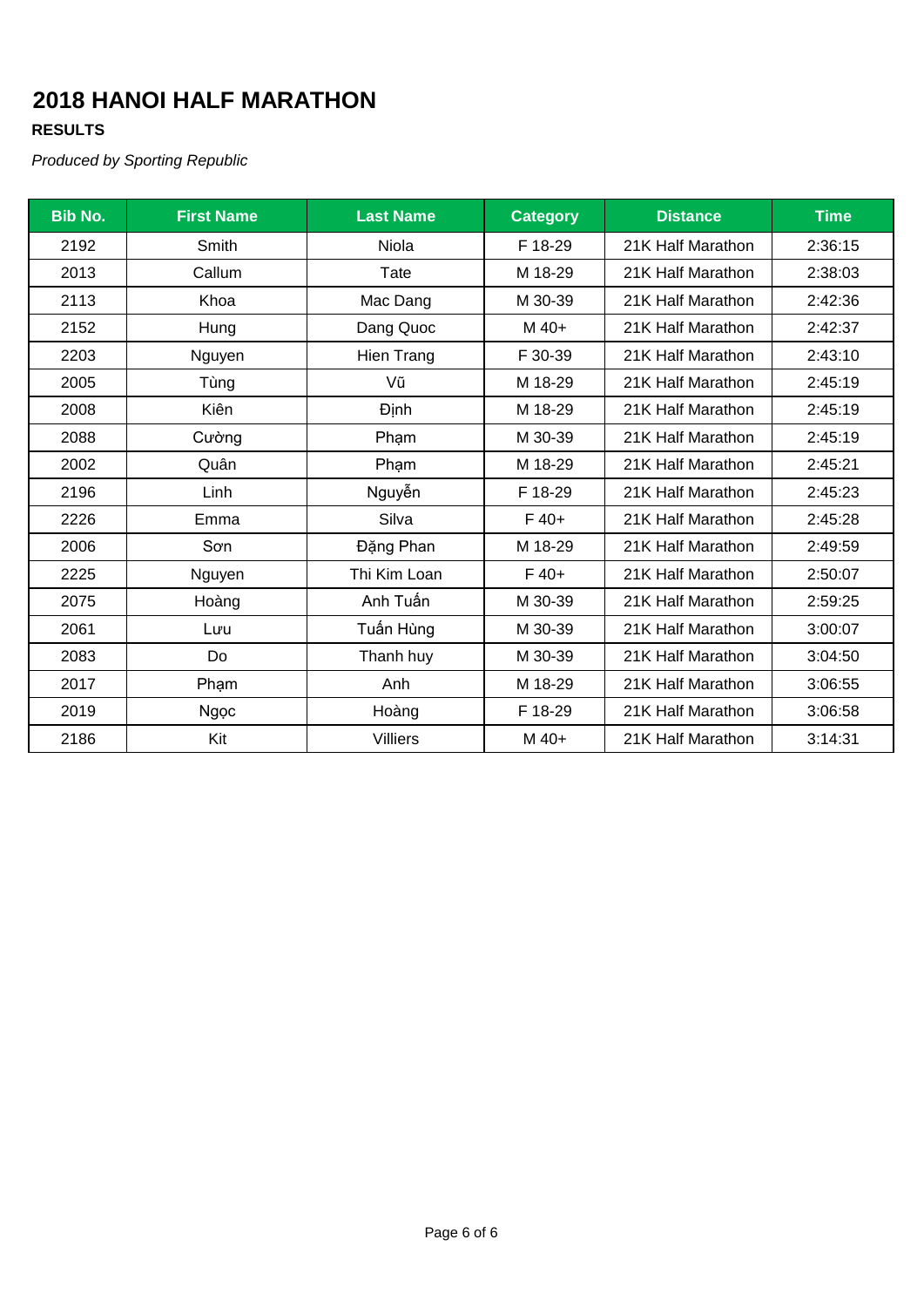# 2018 HANOI HALF MARATHON

**RESULTS**

*Produced by Sporting Republic*

| Bib No. | First Name | Last Name | Category | Distance | Time |
|---|---|---|---|---|---|
| 2192 | Smith | Niola | F 18-29 | 21K Half Marathon | 2:36:15 |
| 2013 | Callum | Tate | M 18-29 | 21K Half Marathon | 2:38:03 |
| 2113 | Khoa | Mac Dang | M 30-39 | 21K Half Marathon | 2:42:36 |
| 2152 | Hung | Dang Quoc | M 40+ | 21K Half Marathon | 2:42:37 |
| 2203 | Nguyen | Hien Trang | F 30-39 | 21K Half Marathon | 2:43:10 |
| 2005 | Tùng | Vũ | M 18-29 | 21K Half Marathon | 2:45:19 |
| 2008 | Kiên | Định | M 18-29 | 21K Half Marathon | 2:45:19 |
| 2088 | Cường | Phạm | M 30-39 | 21K Half Marathon | 2:45:19 |
| 2002 | Quân | Phạm | M 18-29 | 21K Half Marathon | 2:45:21 |
| 2196 | Linh | Nguyễn | F 18-29 | 21K Half Marathon | 2:45:23 |
| 2226 | Emma | Silva | F 40+ | 21K Half Marathon | 2:45:28 |
| 2006 | Sơn | Đặng Phan | M 18-29 | 21K Half Marathon | 2:49:59 |
| 2225 | Nguyen | Thi Kim Loan | F 40+ | 21K Half Marathon | 2:50:07 |
| 2075 | Hoàng | Anh Tuấn | M 30-39 | 21K Half Marathon | 2:59:25 |
| 2061 | Lưu | Tuấn Hùng | M 30-39 | 21K Half Marathon | 3:00:07 |
| 2083 | Do | Thanh huy | M 30-39 | 21K Half Marathon | 3:04:50 |
| 2017 | Phạm | Anh | M 18-29 | 21K Half Marathon | 3:06:55 |
| 2019 | Ngọc | Hoàng | F 18-29 | 21K Half Marathon | 3:06:58 |
| 2186 | Kit | Villiers | M 40+ | 21K Half Marathon | 3:14:31 |